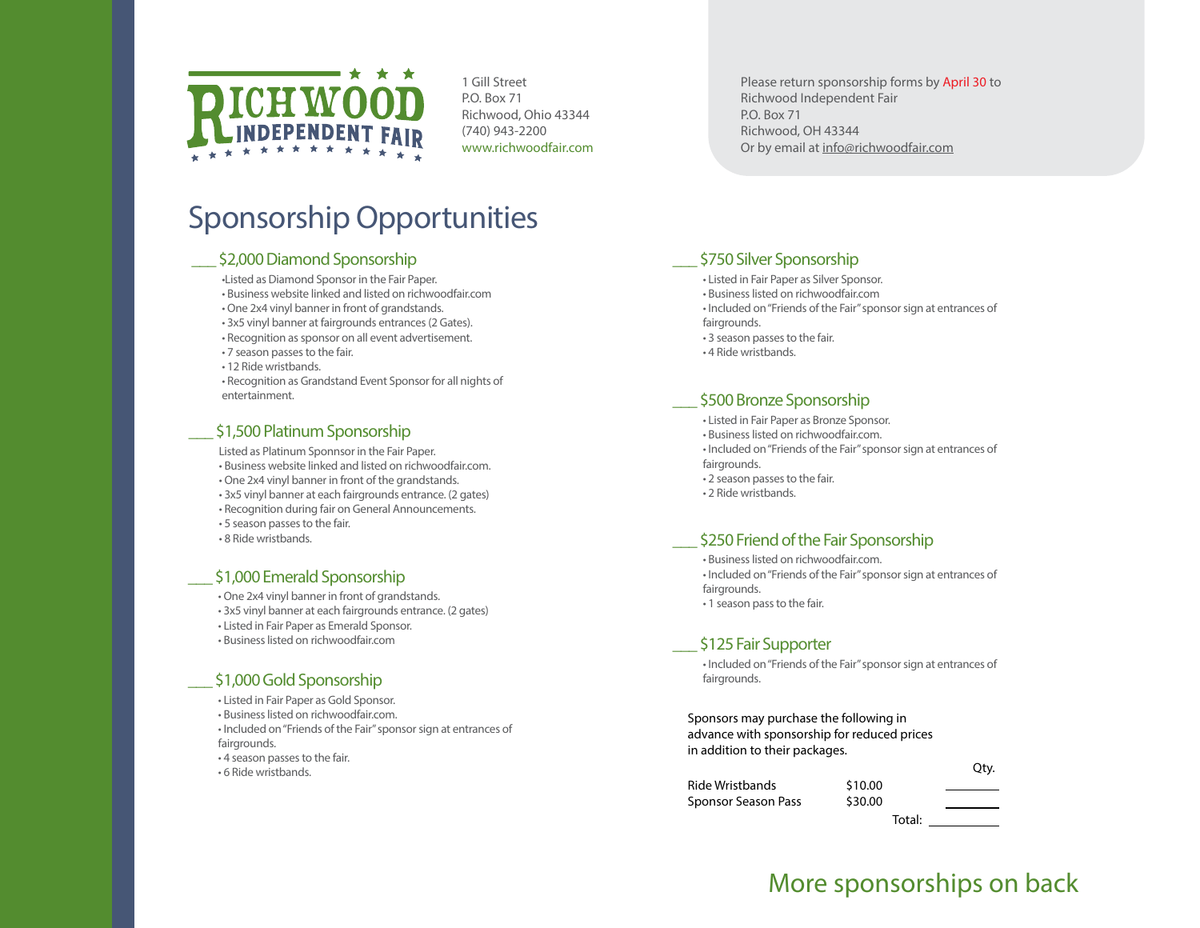**RICHWOOD INDEPENDENT FAIR**

1 Gill Street
P.O. Box 71
Richwood, Ohio 43344
(740) 943-2200
www.richwoodfair.com

Please return sponsorship forms by April 30 to
Richwood Independent Fair
P.O. Box 71
Richwood, OH 43344
Or by email at info@richwoodfair.com

# Sponsorship Opportunities

## ___ $2,000 Diamond Sponsorship

- Listed as Diamond Sponsor in the Fair Paper.
- Business website linked and listed on richwoodfair.com
- One 2x4 vinyl banner in front of grandstands.
- 3x5 vinyl banner at fairgrounds entrances (2 Gates).
- Recognition as sponsor on all event advertisement.
- 7 season passes to the fair.
- 12 Ride wristbands.
- Recognition as Grandstand Event Sponsor for all nights of entertainment.

## ___ $1,500 Platinum Sponsorship

Listed as Platinum Sponnsor in the Fair Paper.
- Business website linked and listed on richwoodfair.com.
- One 2x4 vinyl banner in front of the grandstands.
- 3x5 vinyl banner at each fairgrounds entrance. (2 gates)
- Recognition during fair on General Announcements.
- 5 season passes to the fair.
- 8 Ride wristbands.

## ___ $1,000 Emerald Sponsorship

- One 2x4 vinyl banner in front of grandstands.
- 3x5 vinyl banner at each fairgrounds entrance. (2 gates)
- Listed in Fair Paper as Emerald Sponsor.
- Business listed on richwoodfair.com

## ___ $1,000 Gold Sponsorship

- Listed in Fair Paper as Gold Sponsor.
- Business listed on richwoodfair.com.
- Included on "Friends of the Fair" sponsor sign at entrances of fairgrounds.
- 4 season passes to the fair.
- 6 Ride wristbands.

## ___ $750 Silver Sponsorship

- Listed in Fair Paper as Silver Sponsor.
- Business listed on richwoodfair.com
- Included on "Friends of the Fair" sponsor sign at entrances of fairgrounds.
- 3 season passes to the fair.
- 4 Ride wristbands.

## ___ $500 Bronze Sponsorship

- Listed in Fair Paper as Bronze Sponsor.
- Business listed on richwoodfair.com.
- Included on "Friends of the Fair" sponsor sign at entrances of fairgrounds.
- 2 season passes to the fair.
- 2 Ride wristbands.

## ___ $250 Friend of the Fair Sponsorship

- Business listed on richwoodfair.com.
- Included on "Friends of the Fair" sponsor sign at entrances of fairgrounds.
- 1 season pass to the fair.

## ___ $125 Fair Supporter

- Included on "Friends of the Fair" sponsor sign at entrances of fairgrounds.

Sponsors may purchase the following in advance with sponsorship for reduced prices in addition to their packages.

| | | Qty. |
|---|---|---|
| Ride Wristbands | $10.00 | ______ |
| Sponsor Season Pass | $30.00 | ______ |
| | Total: | ______ |

## More sponsorships on back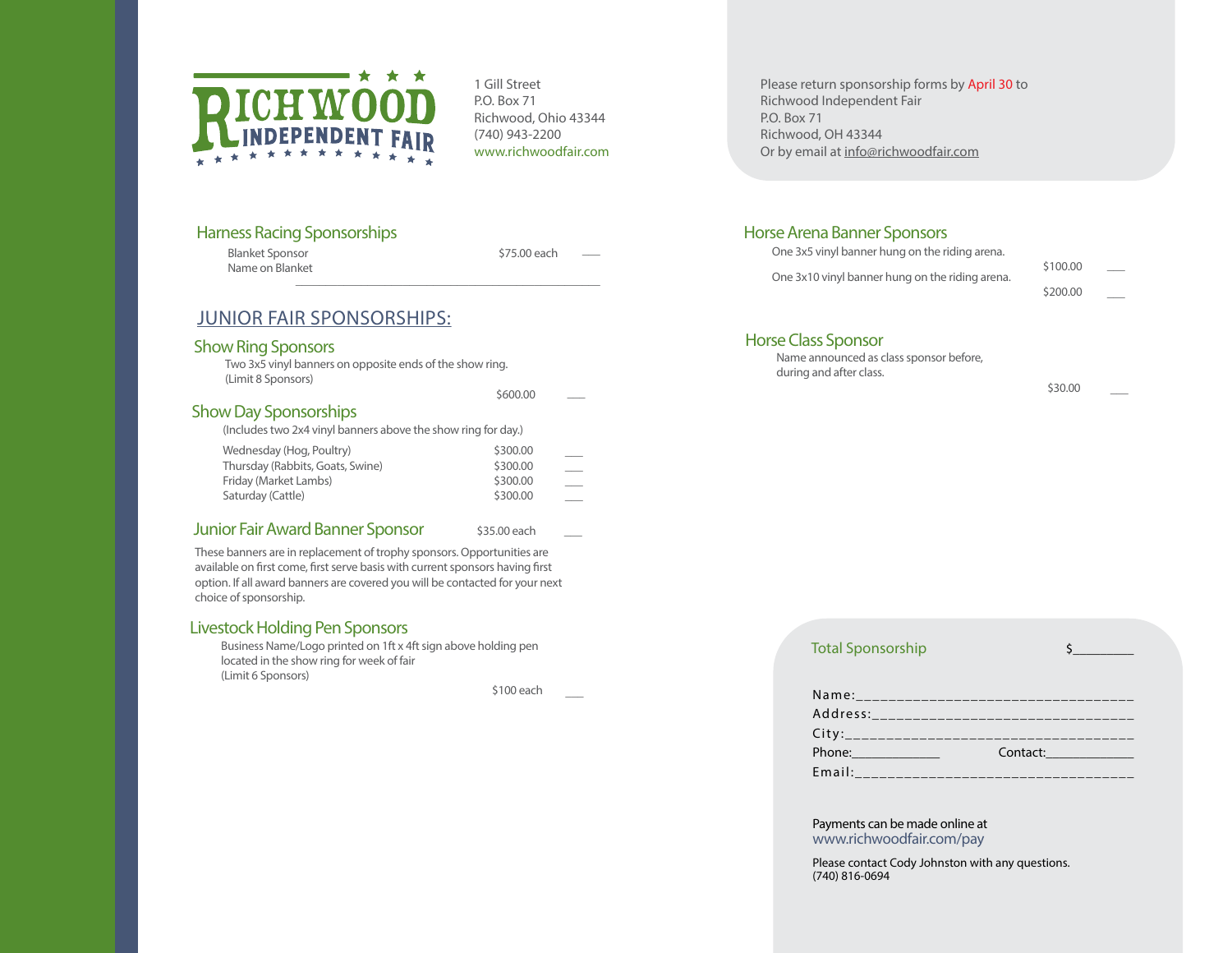# RICHWOOD INDEPENDENT FAIR

1 Gill Street
P.O. Box 71
Richwood, Ohio 43344
(740) 943-2200
www.richwoodfair.com

Please return sponsorship forms by April 30 to
Richwood Independent Fair
P.O. Box 71
Richwood, OH 43344
Or by email at info@richwoodfair.com

## Harness Racing Sponsorships

Blanket Sponsor — $75.00 each ___
Name on Blanket ______________________________

## JUNIOR FAIR SPONSORSHIPS:

### Show Ring Sponsors

Two 3x5 vinyl banners on opposite ends of the show ring.
(Limit 8 Sponsors)

$600.00 ___

### Show Day Sponsorships

(Includes two 2x4 vinyl banners above the show ring for day.)

| | | |
|---|---|---|
| Wednesday (Hog, Poultry) | $300.00 | ___ |
| Thursday (Rabbits, Goats, Swine) | $300.00 | ___ |
| Friday (Market Lambs) | $300.00 | ___ |
| Saturday (Cattle) | $300.00 | ___ |

### Junior Fair Award Banner Sponsor — $35.00 each ___

These banners are in replacement of trophy sponsors. Opportunities are available on first come, first serve basis with current sponsors having first option. If all award banners are covered you will be contacted for your next choice of sponsorship.

### Livestock Holding Pen Sponsors

Business Name/Logo printed on 1ft x 4ft sign above holding pen located in the show ring for week of fair
(Limit 6 Sponsors)

$100 each ___

## Horse Arena Banner Sponsors

One 3x5 vinyl banner hung on the riding arena. — $100.00 ___

One 3x10 vinyl banner hung on the riding arena. — $200.00 ___

## Horse Class Sponsor

Name announced as class sponsor before, during and after class.

$30.00 ___

---

**Total Sponsorship** $________

Name:________________________________
Address:______________________________
City:_________________________________
Phone:____________ Contact:____________
Email:________________________________

Payments can be made online at
www.richwoodfair.com/pay

Please contact Cody Johnston with any questions.
(740) 816-0694